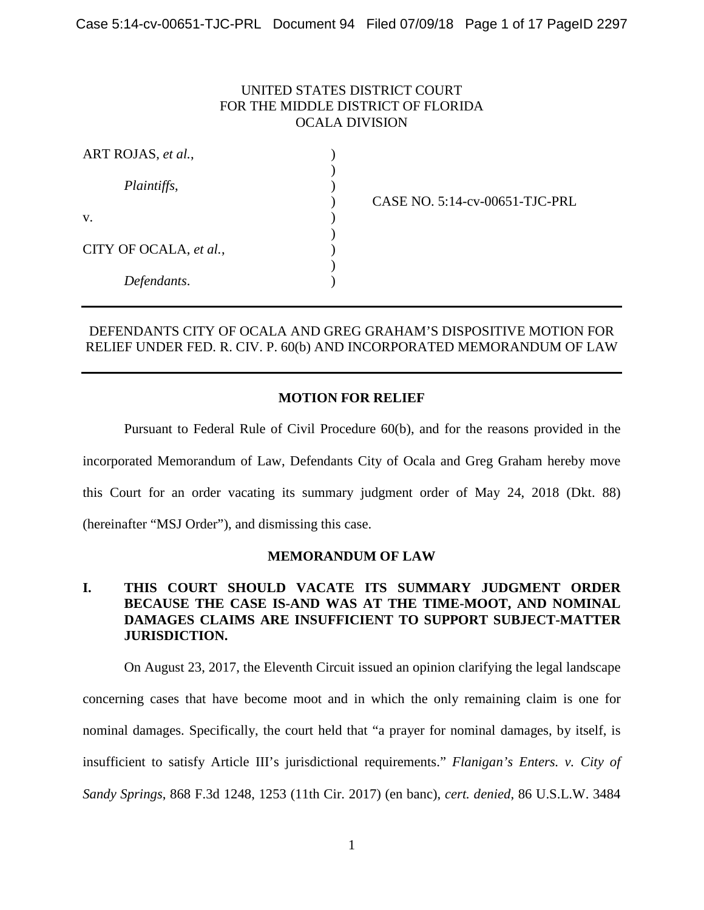UNITED STATES DISTRICT COURT
FOR THE MIDDLE DISTRICT OF FLORIDA
OCALA DIVISION

| | | |
|---|---|---|
| ART ROJAS, *et al.*, | ) | |
| *Plaintiffs*, | ) | |
| | ) | CASE NO. 5:14-cv-00651-TJC-PRL |
| v. | ) | |
| CITY OF OCALA, *et al.*, | ) | |
| *Defendants*. | ) | |

DEFENDANTS CITY OF OCALA AND GREG GRAHAM'S DISPOSITIVE MOTION FOR RELIEF UNDER FED. R. CIV. P. 60(b) AND INCORPORATED MEMORANDUM OF LAW

## MOTION FOR RELIEF

Pursuant to Federal Rule of Civil Procedure 60(b), and for the reasons provided in the incorporated Memorandum of Law, Defendants City of Ocala and Greg Graham hereby move this Court for an order vacating its summary judgment order of May 24, 2018 (Dkt. 88) (hereinafter "MSJ Order"), and dismissing this case.

## MEMORANDUM OF LAW

### I. THIS COURT SHOULD VACATE ITS SUMMARY JUDGMENT ORDER BECAUSE THE CASE IS-AND WAS AT THE TIME-MOOT, AND NOMINAL DAMAGES CLAIMS ARE INSUFFICIENT TO SUPPORT SUBJECT-MATTER JURISDICTION.

On August 23, 2017, the Eleventh Circuit issued an opinion clarifying the legal landscape concerning cases that have become moot and in which the only remaining claim is one for nominal damages. Specifically, the court held that "a prayer for nominal damages, by itself, is insufficient to satisfy Article III's jurisdictional requirements." *Flanigan's Enters. v. City of Sandy Springs*, 868 F.3d 1248, 1253 (11th Cir. 2017) (en banc), *cert. denied*, 86 U.S.L.W. 3484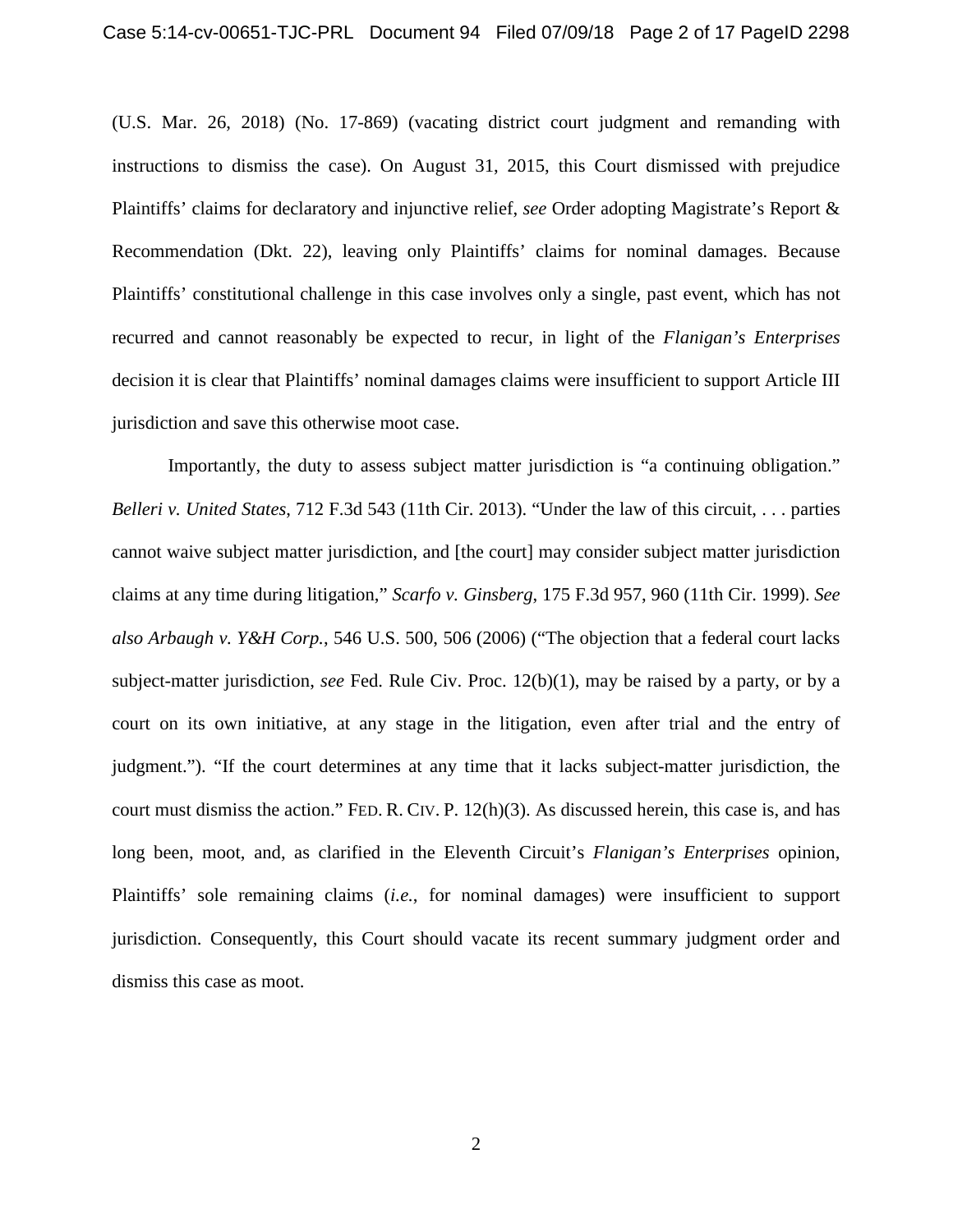(U.S. Mar. 26, 2018) (No. 17-869) (vacating district court judgment and remanding with instructions to dismiss the case). On August 31, 2015, this Court dismissed with prejudice Plaintiffs' claims for declaratory and injunctive relief, *see* Order adopting Magistrate's Report & Recommendation (Dkt. 22), leaving only Plaintiffs' claims for nominal damages. Because Plaintiffs' constitutional challenge in this case involves only a single, past event, which has not recurred and cannot reasonably be expected to recur, in light of the *Flanigan's Enterprises* decision it is clear that Plaintiffs' nominal damages claims were insufficient to support Article III jurisdiction and save this otherwise moot case.

Importantly, the duty to assess subject matter jurisdiction is "a continuing obligation." *Belleri v. United States*, 712 F.3d 543 (11th Cir. 2013). "Under the law of this circuit, . . . parties cannot waive subject matter jurisdiction, and [the court] may consider subject matter jurisdiction claims at any time during litigation," *Scarfo v. Ginsberg*, 175 F.3d 957, 960 (11th Cir. 1999). *See also Arbaugh v. Y&H Corp.*, 546 U.S. 500, 506 (2006) ("The objection that a federal court lacks subject-matter jurisdiction, *see* Fed. Rule Civ. Proc. 12(b)(1), may be raised by a party, or by a court on its own initiative, at any stage in the litigation, even after trial and the entry of judgment."). "If the court determines at any time that it lacks subject-matter jurisdiction, the court must dismiss the action." FED. R. CIV. P. 12(h)(3). As discussed herein, this case is, and has long been, moot, and, as clarified in the Eleventh Circuit's *Flanigan's Enterprises* opinion, Plaintiffs' sole remaining claims (*i.e.*, for nominal damages) were insufficient to support jurisdiction. Consequently, this Court should vacate its recent summary judgment order and dismiss this case as moot.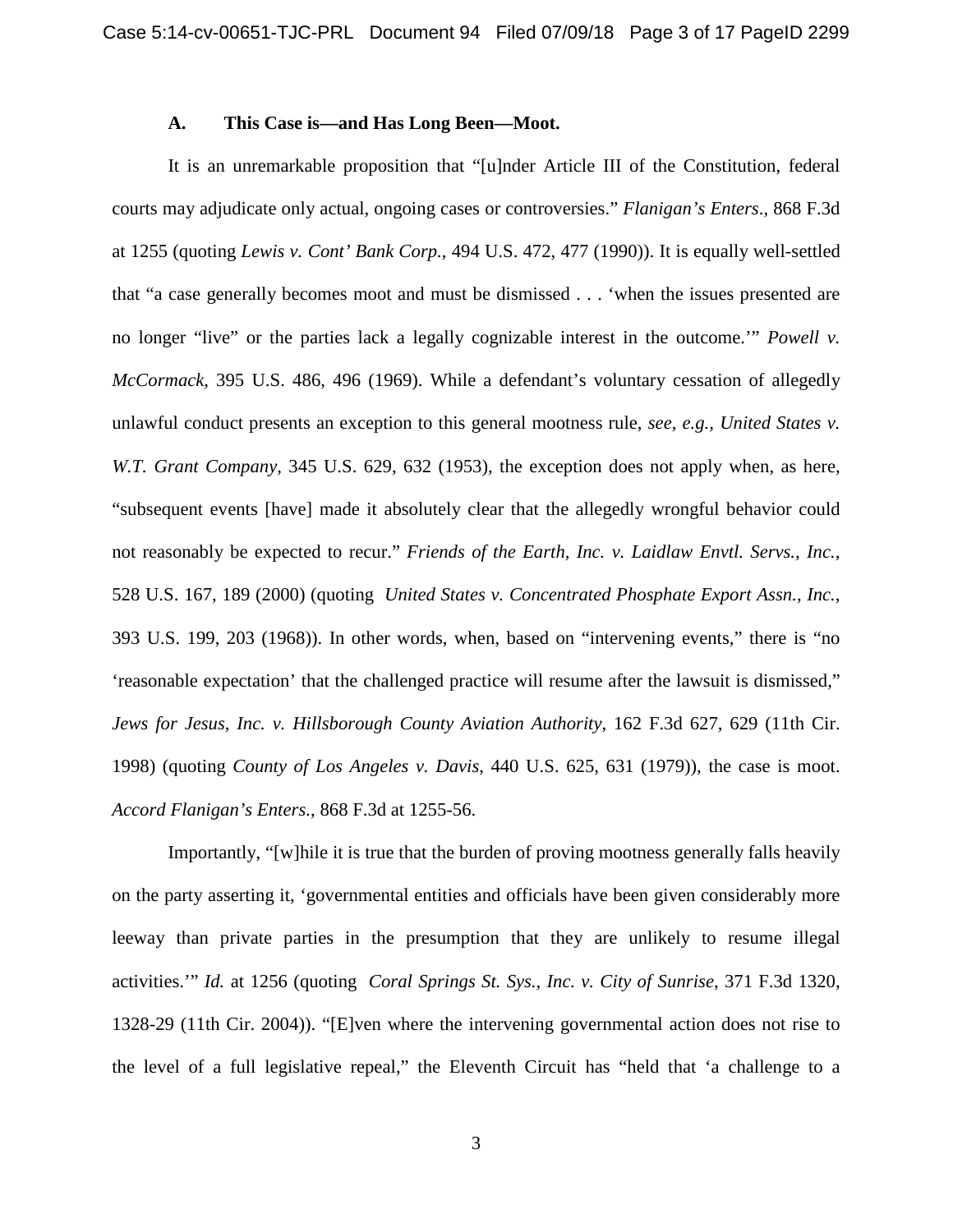### A. This Case is—and Has Long Been—Moot.

It is an unremarkable proposition that "[u]nder Article III of the Constitution, federal courts may adjudicate only actual, ongoing cases or controversies." *Flanigan's Enters*., 868 F.3d at 1255 (quoting *Lewis v. Cont' Bank Corp.*, 494 U.S. 472, 477 (1990)). It is equally well-settled that "a case generally becomes moot and must be dismissed . . . 'when the issues presented are no longer "live" or the parties lack a legally cognizable interest in the outcome.'" *Powell v. McCormack*, 395 U.S. 486, 496 (1969). While a defendant's voluntary cessation of allegedly unlawful conduct presents an exception to this general mootness rule, *see, e.g.*, *United States v. W.T. Grant Company*, 345 U.S. 629, 632 (1953), the exception does not apply when, as here, "subsequent events [have] made it absolutely clear that the allegedly wrongful behavior could not reasonably be expected to recur." *Friends of the Earth, Inc. v. Laidlaw Envtl. Servs., Inc.*, 528 U.S. 167, 189 (2000) (quoting *United States v. Concentrated Phosphate Export Assn., Inc.*, 393 U.S. 199, 203 (1968)). In other words, when, based on "intervening events," there is "no 'reasonable expectation' that the challenged practice will resume after the lawsuit is dismissed," *Jews for Jesus, Inc. v. Hillsborough County Aviation Authority*, 162 F.3d 627, 629 (11th Cir. 1998) (quoting *County of Los Angeles v. Davis*, 440 U.S. 625, 631 (1979)), the case is moot. *Accord Flanigan's Enters.*, 868 F.3d at 1255-56.

Importantly, "[w]hile it is true that the burden of proving mootness generally falls heavily on the party asserting it, 'governmental entities and officials have been given considerably more leeway than private parties in the presumption that they are unlikely to resume illegal activities.'" *Id.* at 1256 (quoting *Coral Springs St. Sys., Inc. v. City of Sunrise*, 371 F.3d 1320, 1328-29 (11th Cir. 2004)). "[E]ven where the intervening governmental action does not rise to the level of a full legislative repeal," the Eleventh Circuit has "held that 'a challenge to a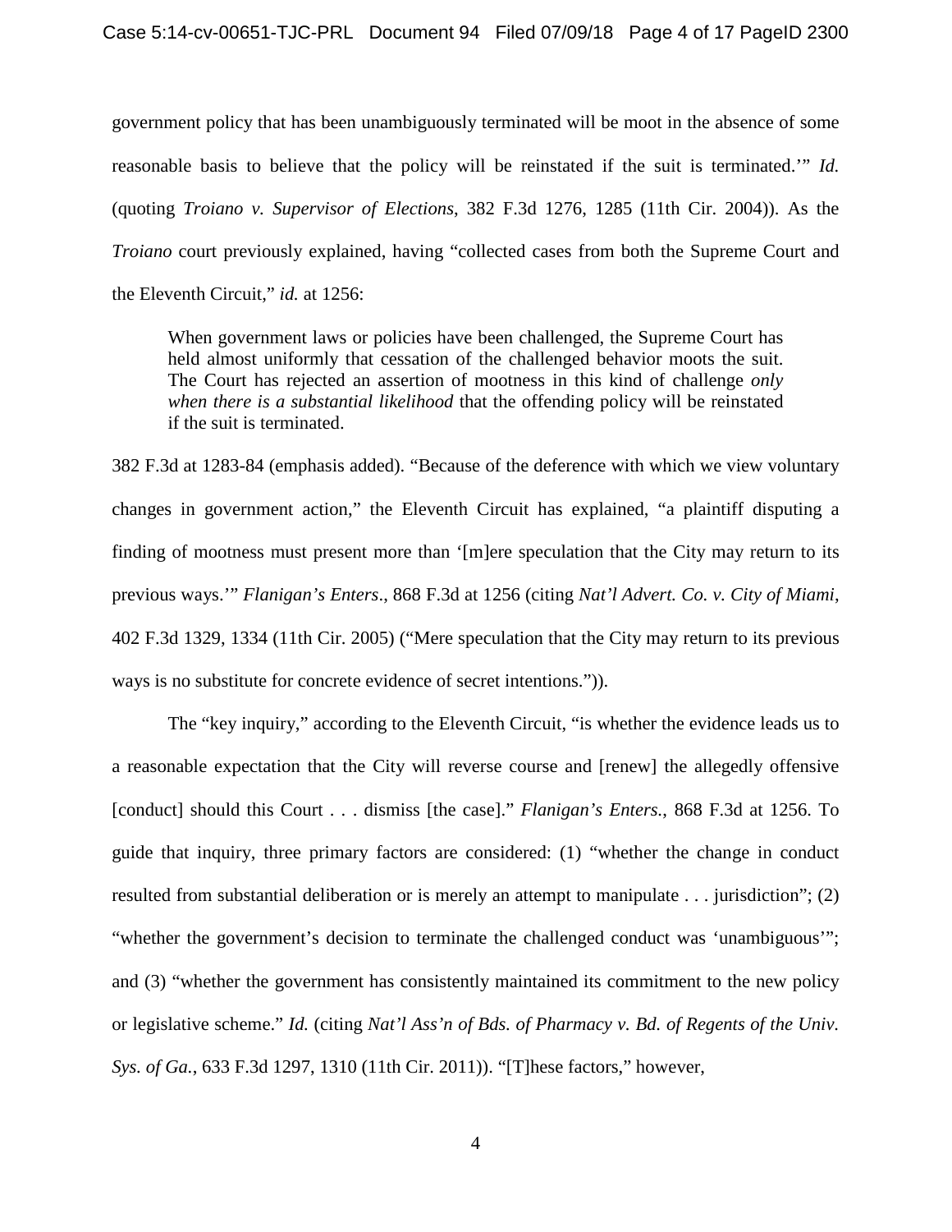government policy that has been unambiguously terminated will be moot in the absence of some reasonable basis to believe that the policy will be reinstated if the suit is terminated.'" *Id.* (quoting *Troiano v. Supervisor of Elections*, 382 F.3d 1276, 1285 (11th Cir. 2004)). As the *Troiano* court previously explained, having "collected cases from both the Supreme Court and the Eleventh Circuit," *id.* at 1256:

> When government laws or policies have been challenged, the Supreme Court has held almost uniformly that cessation of the challenged behavior moots the suit. The Court has rejected an assertion of mootness in this kind of challenge *only when there is a substantial likelihood* that the offending policy will be reinstated if the suit is terminated.

382 F.3d at 1283-84 (emphasis added). "Because of the deference with which we view voluntary changes in government action," the Eleventh Circuit has explained, "a plaintiff disputing a finding of mootness must present more than '[m]ere speculation that the City may return to its previous ways.'" *Flanigan's Enters*., 868 F.3d at 1256 (citing *Nat'l Advert. Co. v. City of Miami*, 402 F.3d 1329, 1334 (11th Cir. 2005) ("Mere speculation that the City may return to its previous ways is no substitute for concrete evidence of secret intentions.")).

The "key inquiry," according to the Eleventh Circuit, "is whether the evidence leads us to a reasonable expectation that the City will reverse course and [renew] the allegedly offensive [conduct] should this Court . . . dismiss [the case]." *Flanigan's Enters.*, 868 F.3d at 1256. To guide that inquiry, three primary factors are considered: (1) "whether the change in conduct resulted from substantial deliberation or is merely an attempt to manipulate . . . jurisdiction"; (2) "whether the government's decision to terminate the challenged conduct was 'unambiguous'"; and (3) "whether the government has consistently maintained its commitment to the new policy or legislative scheme." *Id.* (citing *Nat'l Ass'n of Bds. of Pharmacy v. Bd. of Regents of the Univ. Sys. of Ga.*, 633 F.3d 1297, 1310 (11th Cir. 2011)). "[T]hese factors," however,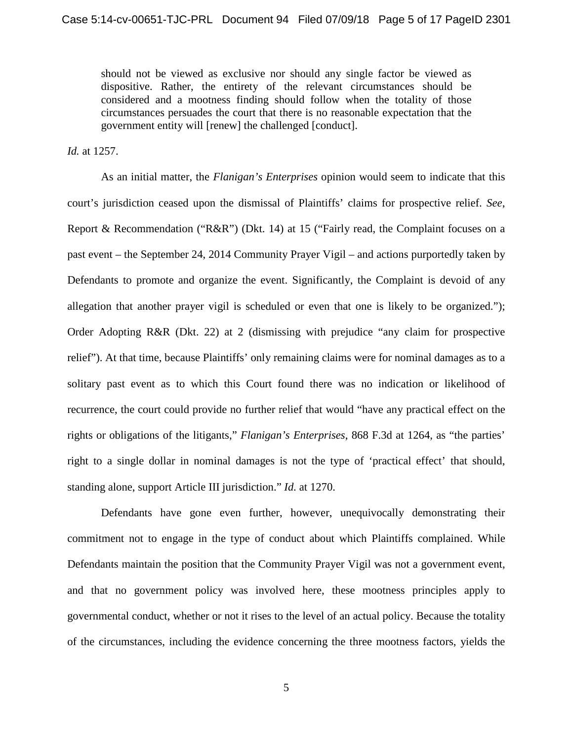> should not be viewed as exclusive nor should any single factor be viewed as dispositive. Rather, the entirety of the relevant circumstances should be considered and a mootness finding should follow when the totality of those circumstances persuades the court that there is no reasonable expectation that the government entity will [renew] the challenged [conduct].

*Id.* at 1257.

As an initial matter, the *Flanigan's Enterprises* opinion would seem to indicate that this court's jurisdiction ceased upon the dismissal of Plaintiffs' claims for prospective relief. *See*, Report & Recommendation ("R&R") (Dkt. 14) at 15 ("Fairly read, the Complaint focuses on a past event – the September 24, 2014 Community Prayer Vigil – and actions purportedly taken by Defendants to promote and organize the event. Significantly, the Complaint is devoid of any allegation that another prayer vigil is scheduled or even that one is likely to be organized."); Order Adopting R&R (Dkt. 22) at 2 (dismissing with prejudice "any claim for prospective relief"). At that time, because Plaintiffs' only remaining claims were for nominal damages as to a solitary past event as to which this Court found there was no indication or likelihood of recurrence, the court could provide no further relief that would "have any practical effect on the rights or obligations of the litigants," *Flanigan's Enterprises*, 868 F.3d at 1264, as "the parties' right to a single dollar in nominal damages is not the type of 'practical effect' that should, standing alone, support Article III jurisdiction." *Id.* at 1270.

Defendants have gone even further, however, unequivocally demonstrating their commitment not to engage in the type of conduct about which Plaintiffs complained. While Defendants maintain the position that the Community Prayer Vigil was not a government event, and that no government policy was involved here, these mootness principles apply to governmental conduct, whether or not it rises to the level of an actual policy. Because the totality of the circumstances, including the evidence concerning the three mootness factors, yields the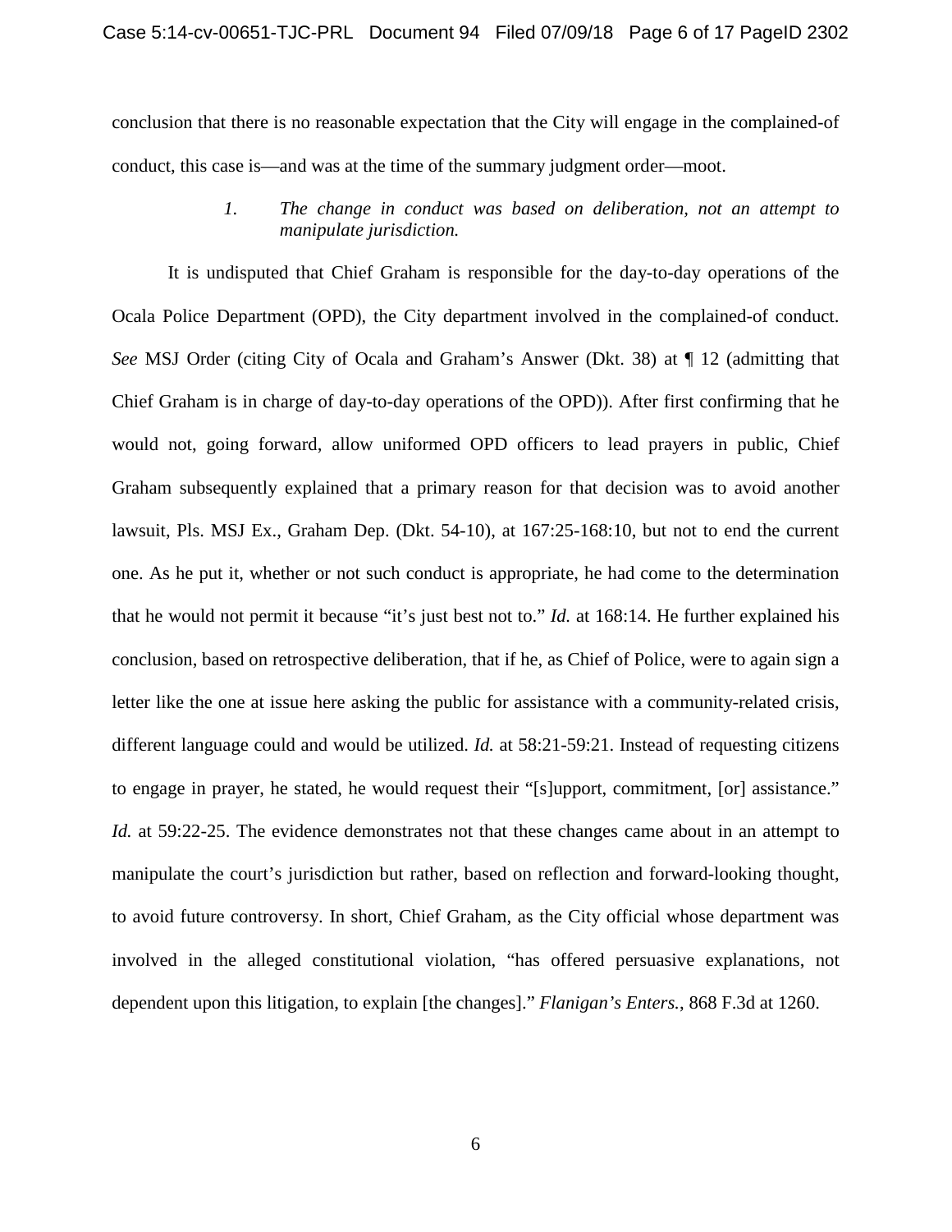conclusion that there is no reasonable expectation that the City will engage in the complained-of conduct, this case is—and was at the time of the summary judgment order—moot.

*1. The change in conduct was based on deliberation, not an attempt to manipulate jurisdiction.*

It is undisputed that Chief Graham is responsible for the day-to-day operations of the Ocala Police Department (OPD), the City department involved in the complained-of conduct. *See* MSJ Order (citing City of Ocala and Graham's Answer (Dkt. 38) at ¶ 12 (admitting that Chief Graham is in charge of day-to-day operations of the OPD)). After first confirming that he would not, going forward, allow uniformed OPD officers to lead prayers in public, Chief Graham subsequently explained that a primary reason for that decision was to avoid another lawsuit, Pls. MSJ Ex., Graham Dep. (Dkt. 54-10), at 167:25-168:10, but not to end the current one. As he put it, whether or not such conduct is appropriate, he had come to the determination that he would not permit it because "it's just best not to." *Id.* at 168:14. He further explained his conclusion, based on retrospective deliberation, that if he, as Chief of Police, were to again sign a letter like the one at issue here asking the public for assistance with a community-related crisis, different language could and would be utilized. *Id.* at 58:21-59:21. Instead of requesting citizens to engage in prayer, he stated, he would request their "[s]upport, commitment, [or] assistance." *Id.* at 59:22-25. The evidence demonstrates not that these changes came about in an attempt to manipulate the court's jurisdiction but rather, based on reflection and forward-looking thought, to avoid future controversy. In short, Chief Graham, as the City official whose department was involved in the alleged constitutional violation, "has offered persuasive explanations, not dependent upon this litigation, to explain [the changes]." *Flanigan's Enters.*, 868 F.3d at 1260.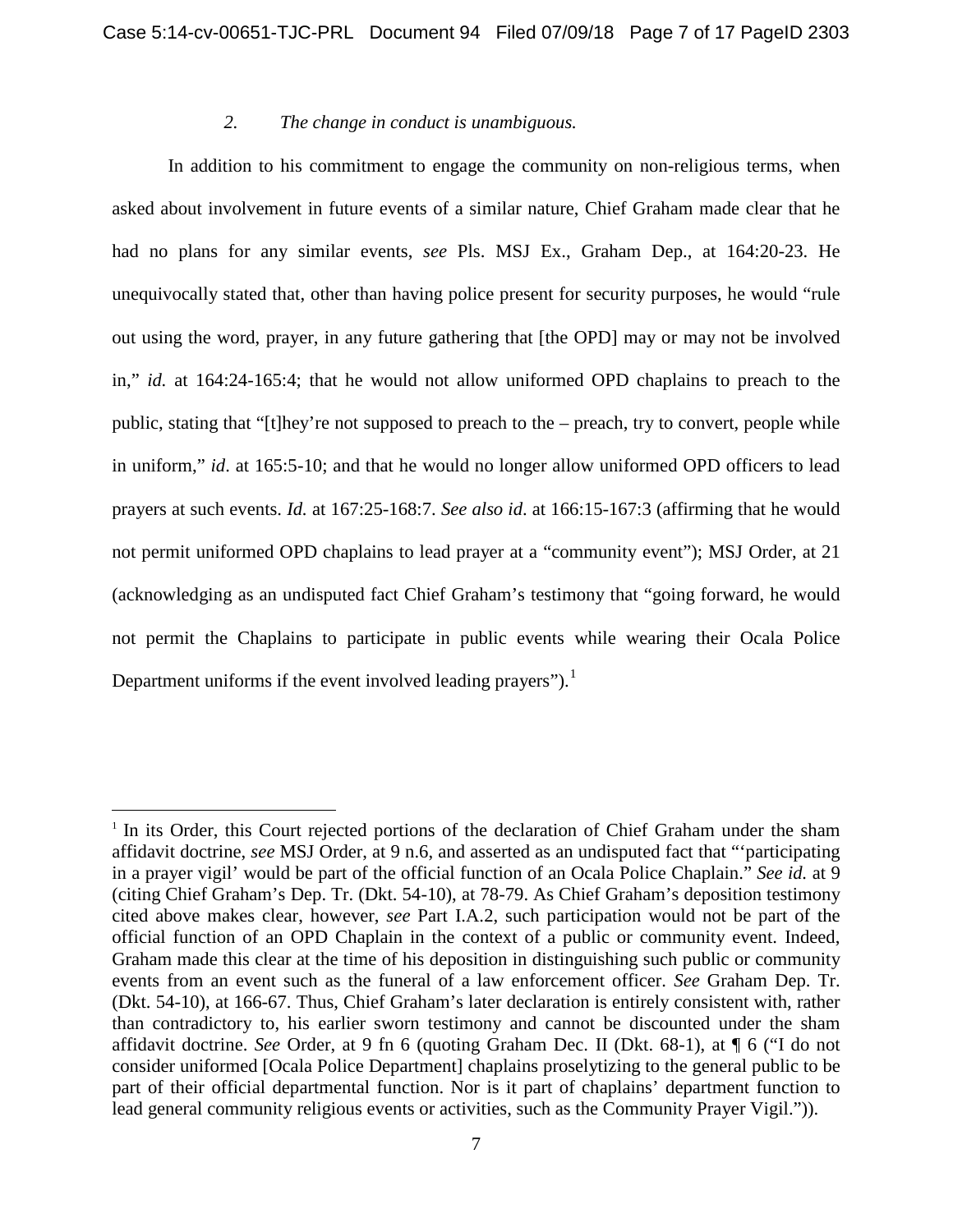*2. The change in conduct is unambiguous.*

In addition to his commitment to engage the community on non-religious terms, when asked about involvement in future events of a similar nature, Chief Graham made clear that he had no plans for any similar events, *see* Pls. MSJ Ex., Graham Dep., at 164:20-23. He unequivocally stated that, other than having police present for security purposes, he would "rule out using the word, prayer, in any future gathering that [the OPD] may or may not be involved in," *id.* at 164:24-165:4; that he would not allow uniformed OPD chaplains to preach to the public, stating that "[t]hey're not supposed to preach to the – preach, try to convert, people while in uniform," *id*. at 165:5-10; and that he would no longer allow uniformed OPD officers to lead prayers at such events. *Id.* at 167:25-168:7. *See also id*. at 166:15-167:3 (affirming that he would not permit uniformed OPD chaplains to lead prayer at a "community event"); MSJ Order, at 21 (acknowledging as an undisputed fact Chief Graham's testimony that "going forward, he would not permit the Chaplains to participate in public events while wearing their Ocala Police Department uniforms if the event involved leading prayers").[1]

---

[1] In its Order, this Court rejected portions of the declaration of Chief Graham under the sham affidavit doctrine, *see* MSJ Order, at 9 n.6, and asserted as an undisputed fact that "'participating in a prayer vigil' would be part of the official function of an Ocala Police Chaplain." *See id.* at 9 (citing Chief Graham's Dep. Tr. (Dkt. 54-10), at 78-79. As Chief Graham's deposition testimony cited above makes clear, however, *see* Part I.A.2, such participation would not be part of the official function of an OPD Chaplain in the context of a public or community event. Indeed, Graham made this clear at the time of his deposition in distinguishing such public or community events from an event such as the funeral of a law enforcement officer. *See* Graham Dep. Tr. (Dkt. 54-10), at 166-67. Thus, Chief Graham's later declaration is entirely consistent with, rather than contradictory to, his earlier sworn testimony and cannot be discounted under the sham affidavit doctrine. *See* Order, at 9 fn 6 (quoting Graham Dec. II (Dkt. 68-1), at ¶ 6 ("I do not consider uniformed [Ocala Police Department] chaplains proselytizing to the general public to be part of their official departmental function. Nor is it part of chaplains' department function to lead general community religious events or activities, such as the Community Prayer Vigil.")).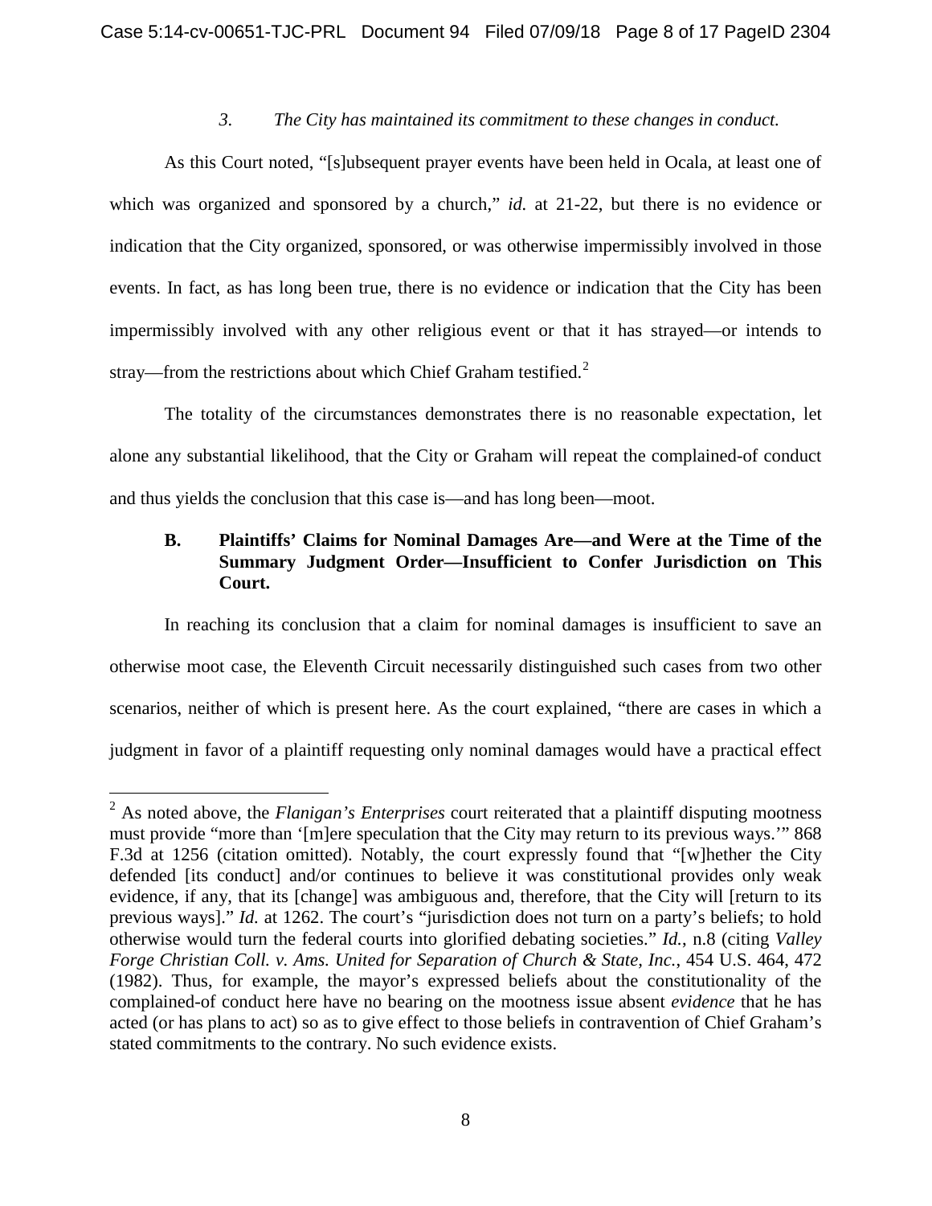*3. The City has maintained its commitment to these changes in conduct.*

As this Court noted, "[s]ubsequent prayer events have been held in Ocala, at least one of which was organized and sponsored by a church," *id.* at 21-22, but there is no evidence or indication that the City organized, sponsored, or was otherwise impermissibly involved in those events. In fact, as has long been true, there is no evidence or indication that the City has been impermissibly involved with any other religious event or that it has strayed—or intends to stray—from the restrictions about which Chief Graham testified.[2]

The totality of the circumstances demonstrates there is no reasonable expectation, let alone any substantial likelihood, that the City or Graham will repeat the complained-of conduct and thus yields the conclusion that this case is—and has long been—moot.

### B. Plaintiffs' Claims for Nominal Damages Are—and Were at the Time of the Summary Judgment Order—Insufficient to Confer Jurisdiction on This Court.

In reaching its conclusion that a claim for nominal damages is insufficient to save an otherwise moot case, the Eleventh Circuit necessarily distinguished such cases from two other scenarios, neither of which is present here. As the court explained, "there are cases in which a judgment in favor of a plaintiff requesting only nominal damages would have a practical effect

---

[2] As noted above, the *Flanigan's Enterprises* court reiterated that a plaintiff disputing mootness must provide "more than '[m]ere speculation that the City may return to its previous ways.'" 868 F.3d at 1256 (citation omitted). Notably, the court expressly found that "[w]hether the City defended [its conduct] and/or continues to believe it was constitutional provides only weak evidence, if any, that its [change] was ambiguous and, therefore, that the City will [return to its previous ways]." *Id.* at 1262. The court's "jurisdiction does not turn on a party's beliefs; to hold otherwise would turn the federal courts into glorified debating societies." *Id.*, n.8 (citing *Valley Forge Christian Coll. v. Ams. United for Separation of Church & State, Inc.*, 454 U.S. 464, 472 (1982). Thus, for example, the mayor's expressed beliefs about the constitutionality of the complained-of conduct here have no bearing on the mootness issue absent *evidence* that he has acted (or has plans to act) so as to give effect to those beliefs in contravention of Chief Graham's stated commitments to the contrary. No such evidence exists.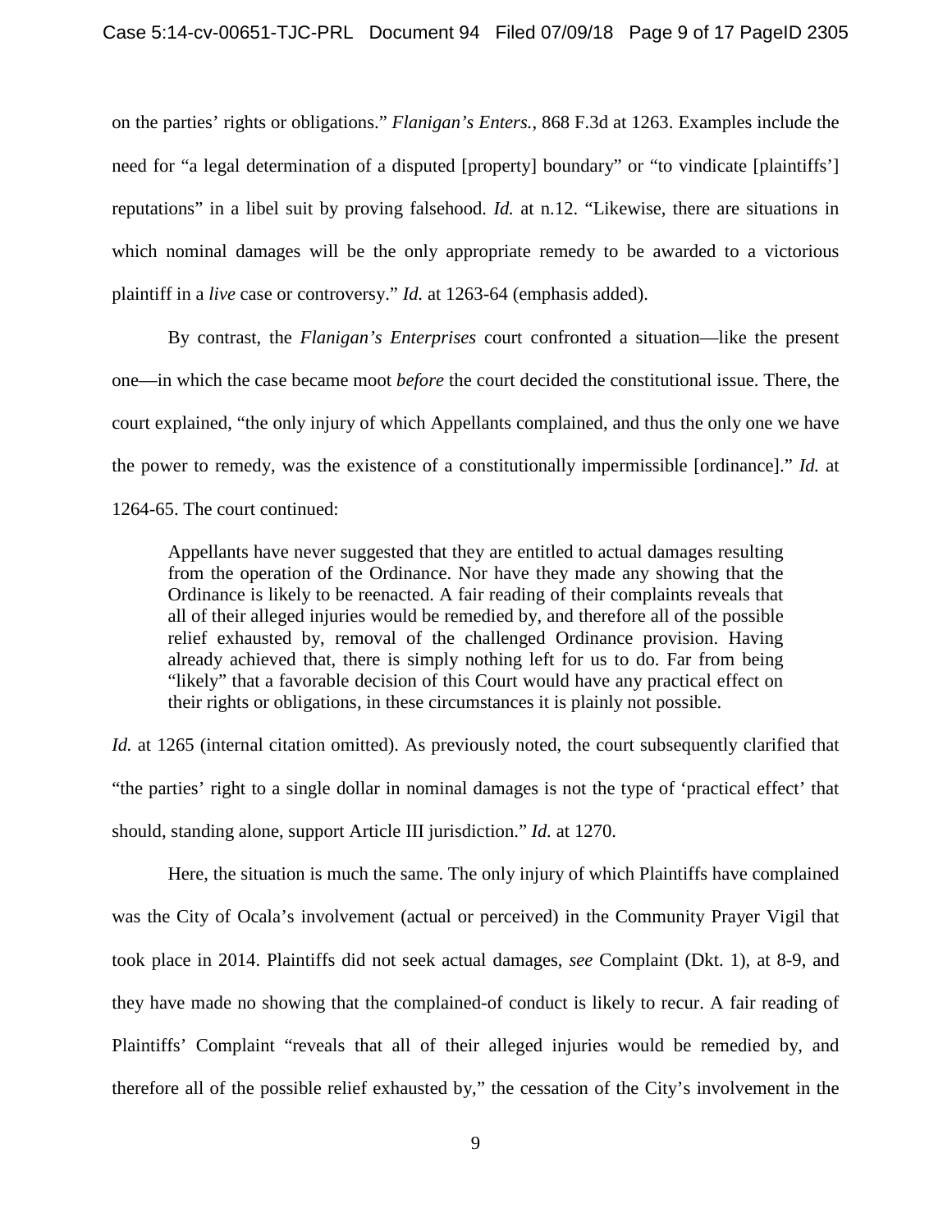on the parties' rights or obligations." *Flanigan's Enters.*, 868 F.3d at 1263. Examples include the need for "a legal determination of a disputed [property] boundary" or "to vindicate [plaintiffs'] reputations" in a libel suit by proving falsehood. *Id.* at n.12. "Likewise, there are situations in which nominal damages will be the only appropriate remedy to be awarded to a victorious plaintiff in a *live* case or controversy." *Id.* at 1263-64 (emphasis added).

By contrast, the *Flanigan's Enterprises* court confronted a situation—like the present one—in which the case became moot *before* the court decided the constitutional issue. There, the court explained, "the only injury of which Appellants complained, and thus the only one we have the power to remedy, was the existence of a constitutionally impermissible [ordinance]." *Id.* at 1264-65. The court continued:

> Appellants have never suggested that they are entitled to actual damages resulting from the operation of the Ordinance. Nor have they made any showing that the Ordinance is likely to be reenacted. A fair reading of their complaints reveals that all of their alleged injuries would be remedied by, and therefore all of the possible relief exhausted by, removal of the challenged Ordinance provision. Having already achieved that, there is simply nothing left for us to do. Far from being "likely" that a favorable decision of this Court would have any practical effect on their rights or obligations, in these circumstances it is plainly not possible.

*Id.* at 1265 (internal citation omitted). As previously noted, the court subsequently clarified that "the parties' right to a single dollar in nominal damages is not the type of 'practical effect' that should, standing alone, support Article III jurisdiction." *Id.* at 1270.

Here, the situation is much the same. The only injury of which Plaintiffs have complained was the City of Ocala's involvement (actual or perceived) in the Community Prayer Vigil that took place in 2014. Plaintiffs did not seek actual damages, *see* Complaint (Dkt. 1), at 8-9, and they have made no showing that the complained-of conduct is likely to recur. A fair reading of Plaintiffs' Complaint "reveals that all of their alleged injuries would be remedied by, and therefore all of the possible relief exhausted by," the cessation of the City's involvement in the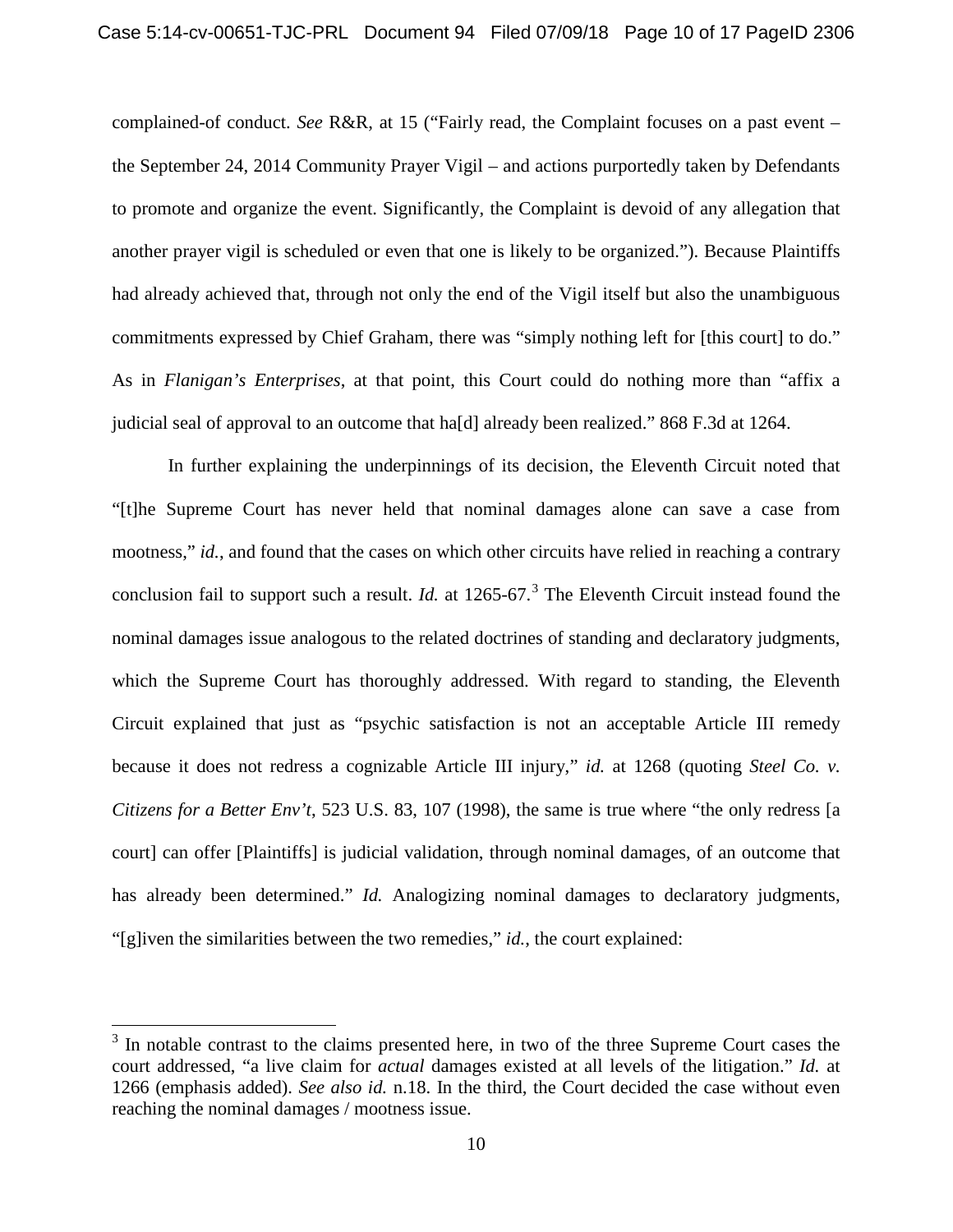complained-of conduct. *See* R&R, at 15 ("Fairly read, the Complaint focuses on a past event – the September 24, 2014 Community Prayer Vigil – and actions purportedly taken by Defendants to promote and organize the event. Significantly, the Complaint is devoid of any allegation that another prayer vigil is scheduled or even that one is likely to be organized."). Because Plaintiffs had already achieved that, through not only the end of the Vigil itself but also the unambiguous commitments expressed by Chief Graham, there was "simply nothing left for [this court] to do." As in *Flanigan's Enterprises*, at that point, this Court could do nothing more than "affix a judicial seal of approval to an outcome that ha[d] already been realized." 868 F.3d at 1264.

In further explaining the underpinnings of its decision, the Eleventh Circuit noted that "[t]he Supreme Court has never held that nominal damages alone can save a case from mootness," *id.*, and found that the cases on which other circuits have relied in reaching a contrary conclusion fail to support such a result. *Id.* at 1265-67.[3] The Eleventh Circuit instead found the nominal damages issue analogous to the related doctrines of standing and declaratory judgments, which the Supreme Court has thoroughly addressed. With regard to standing, the Eleventh Circuit explained that just as "psychic satisfaction is not an acceptable Article III remedy because it does not redress a cognizable Article III injury," *id.* at 1268 (quoting *Steel Co. v. Citizens for a Better Env't*, 523 U.S. 83, 107 (1998), the same is true where "the only redress [a court] can offer [Plaintiffs] is judicial validation, through nominal damages, of an outcome that has already been determined." *Id.* Analogizing nominal damages to declaratory judgments, "[g]iven the similarities between the two remedies," *id.*, the court explained:

[3] In notable contrast to the claims presented here, in two of the three Supreme Court cases the court addressed, "a live claim for *actual* damages existed at all levels of the litigation." *Id.* at 1266 (emphasis added). *See also id.* n.18. In the third, the Court decided the case without even reaching the nominal damages / mootness issue.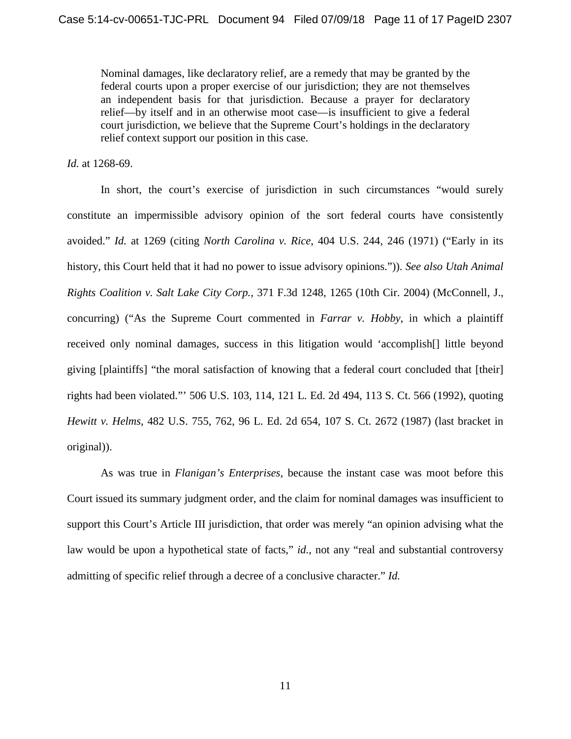> Nominal damages, like declaratory relief, are a remedy that may be granted by the federal courts upon a proper exercise of our jurisdiction; they are not themselves an independent basis for that jurisdiction. Because a prayer for declaratory relief—by itself and in an otherwise moot case—is insufficient to give a federal court jurisdiction, we believe that the Supreme Court's holdings in the declaratory relief context support our position in this case.

*Id.* at 1268-69.

In short, the court's exercise of jurisdiction in such circumstances "would surely constitute an impermissible advisory opinion of the sort federal courts have consistently avoided." *Id.* at 1269 (citing *North Carolina v. Rice*, 404 U.S. 244, 246 (1971) ("Early in its history, this Court held that it had no power to issue advisory opinions.")). *See also Utah Animal Rights Coalition v. Salt Lake City Corp.*, 371 F.3d 1248, 1265 (10th Cir. 2004) (McConnell, J., concurring) ("As the Supreme Court commented in *Farrar v. Hobby*, in which a plaintiff received only nominal damages, success in this litigation would 'accomplish[] little beyond giving [plaintiffs] "the moral satisfaction of knowing that a federal court concluded that [their] rights had been violated."' 506 U.S. 103, 114, 121 L. Ed. 2d 494, 113 S. Ct. 566 (1992), quoting *Hewitt v. Helms*, 482 U.S. 755, 762, 96 L. Ed. 2d 654, 107 S. Ct. 2672 (1987) (last bracket in original)).

As was true in *Flanigan's Enterprises*, because the instant case was moot before this Court issued its summary judgment order, and the claim for nominal damages was insufficient to support this Court's Article III jurisdiction, that order was merely "an opinion advising what the law would be upon a hypothetical state of facts," *id.*, not any "real and substantial controversy admitting of specific relief through a decree of a conclusive character." *Id.*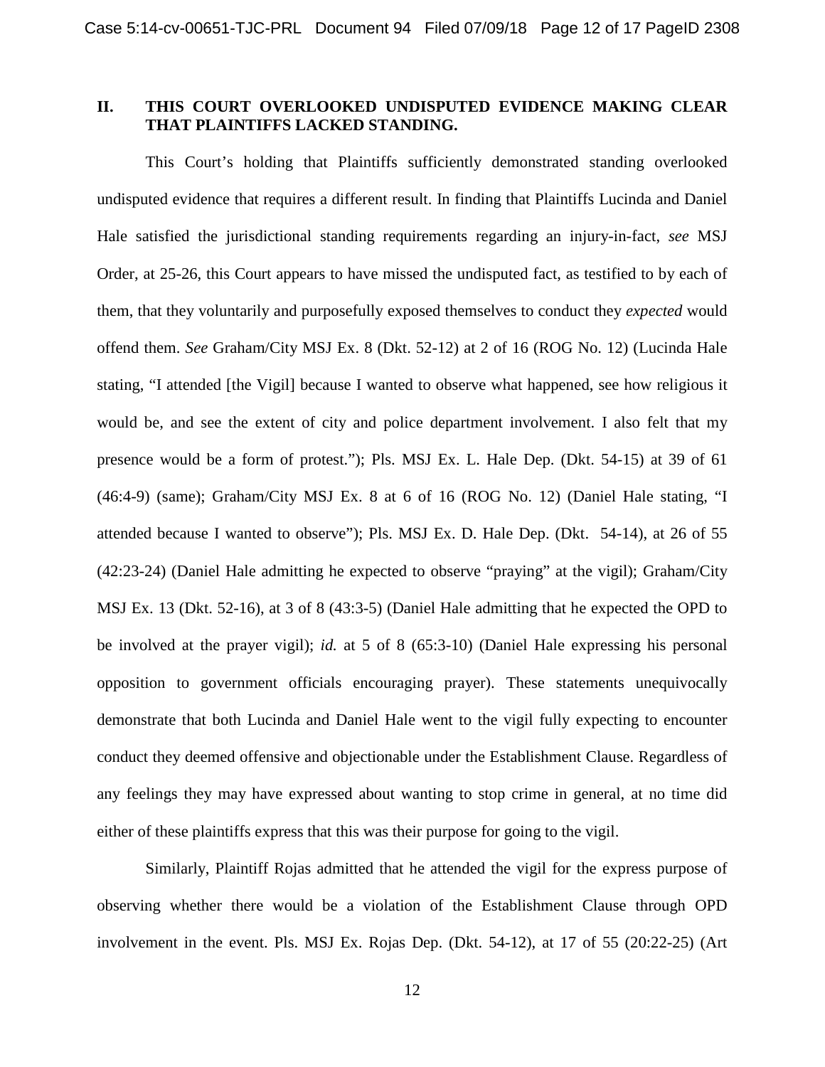## II. THIS COURT OVERLOOKED UNDISPUTED EVIDENCE MAKING CLEAR THAT PLAINTIFFS LACKED STANDING.

This Court's holding that Plaintiffs sufficiently demonstrated standing overlooked undisputed evidence that requires a different result. In finding that Plaintiffs Lucinda and Daniel Hale satisfied the jurisdictional standing requirements regarding an injury-in-fact, *see* MSJ Order, at 25-26, this Court appears to have missed the undisputed fact, as testified to by each of them, that they voluntarily and purposefully exposed themselves to conduct they *expected* would offend them. *See* Graham/City MSJ Ex. 8 (Dkt. 52-12) at 2 of 16 (ROG No. 12) (Lucinda Hale stating, "I attended [the Vigil] because I wanted to observe what happened, see how religious it would be, and see the extent of city and police department involvement. I also felt that my presence would be a form of protest."); Pls. MSJ Ex. L. Hale Dep. (Dkt. 54-15) at 39 of 61 (46:4-9) (same); Graham/City MSJ Ex. 8 at 6 of 16 (ROG No. 12) (Daniel Hale stating, "I attended because I wanted to observe"); Pls. MSJ Ex. D. Hale Dep. (Dkt. 54-14), at 26 of 55 (42:23-24) (Daniel Hale admitting he expected to observe "praying" at the vigil); Graham/City MSJ Ex. 13 (Dkt. 52-16), at 3 of 8 (43:3-5) (Daniel Hale admitting that he expected the OPD to be involved at the prayer vigil); *id.* at 5 of 8 (65:3-10) (Daniel Hale expressing his personal opposition to government officials encouraging prayer). These statements unequivocally demonstrate that both Lucinda and Daniel Hale went to the vigil fully expecting to encounter conduct they deemed offensive and objectionable under the Establishment Clause. Regardless of any feelings they may have expressed about wanting to stop crime in general, at no time did either of these plaintiffs express that this was their purpose for going to the vigil.

Similarly, Plaintiff Rojas admitted that he attended the vigil for the express purpose of observing whether there would be a violation of the Establishment Clause through OPD involvement in the event. Pls. MSJ Ex. Rojas Dep. (Dkt. 54-12), at 17 of 55 (20:22-25) (Art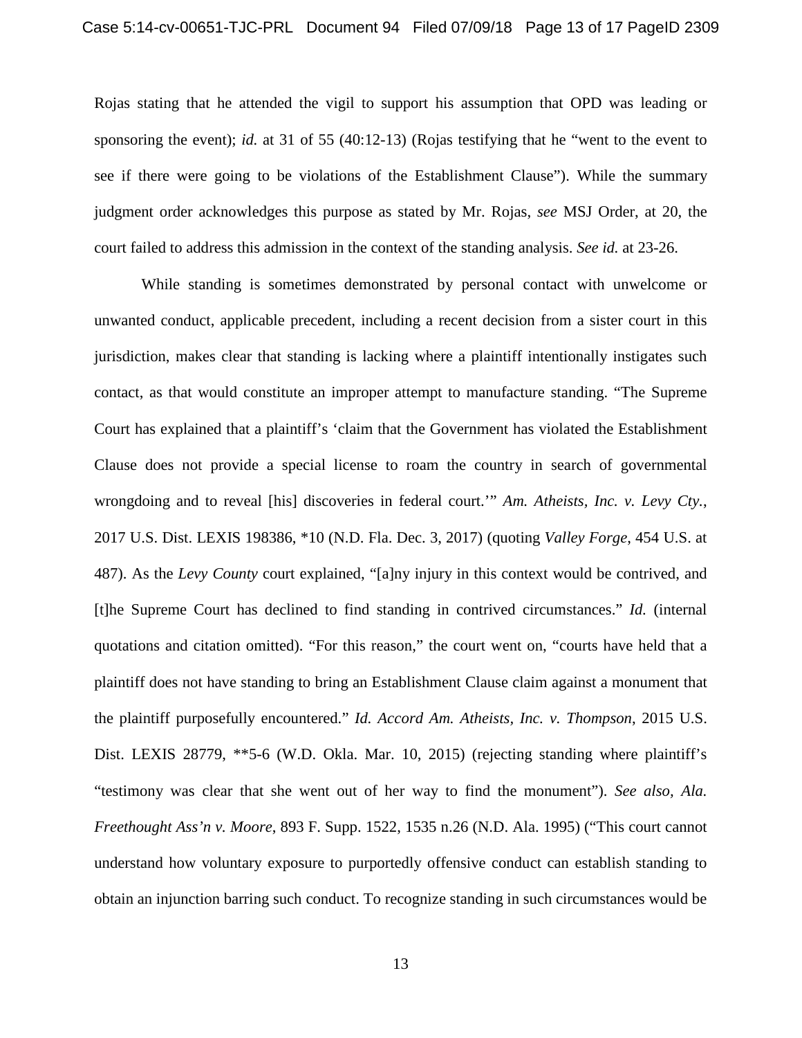Rojas stating that he attended the vigil to support his assumption that OPD was leading or sponsoring the event); *id.* at 31 of 55 (40:12-13) (Rojas testifying that he "went to the event to see if there were going to be violations of the Establishment Clause"). While the summary judgment order acknowledges this purpose as stated by Mr. Rojas, *see* MSJ Order, at 20, the court failed to address this admission in the context of the standing analysis. *See id.* at 23-26.

While standing is sometimes demonstrated by personal contact with unwelcome or unwanted conduct, applicable precedent, including a recent decision from a sister court in this jurisdiction, makes clear that standing is lacking where a plaintiff intentionally instigates such contact, as that would constitute an improper attempt to manufacture standing. "The Supreme Court has explained that a plaintiff's 'claim that the Government has violated the Establishment Clause does not provide a special license to roam the country in search of governmental wrongdoing and to reveal [his] discoveries in federal court.'" *Am. Atheists, Inc. v. Levy Cty.*, 2017 U.S. Dist. LEXIS 198386, *10 (N.D. Fla. Dec. 3, 2017) (quoting *Valley Forge*, 454 U.S. at 487). As the *Levy County* court explained, "[a]ny injury in this context would be contrived, and [t]he Supreme Court has declined to find standing in contrived circumstances." *Id.* (internal quotations and citation omitted). "For this reason," the court went on, "courts have held that a plaintiff does not have standing to bring an Establishment Clause claim against a monument that the plaintiff purposefully encountered." *Id. Accord Am. Atheists, Inc. v. Thompson*, 2015 U.S. Dist. LEXIS 28779, **5-6 (W.D. Okla. Mar. 10, 2015) (rejecting standing where plaintiff's "testimony was clear that she went out of her way to find the monument"). *See also, Ala. Freethought Ass'n v. Moore*, 893 F. Supp. 1522, 1535 n.26 (N.D. Ala. 1995) ("This court cannot understand how voluntary exposure to purportedly offensive conduct can establish standing to obtain an injunction barring such conduct. To recognize standing in such circumstances would be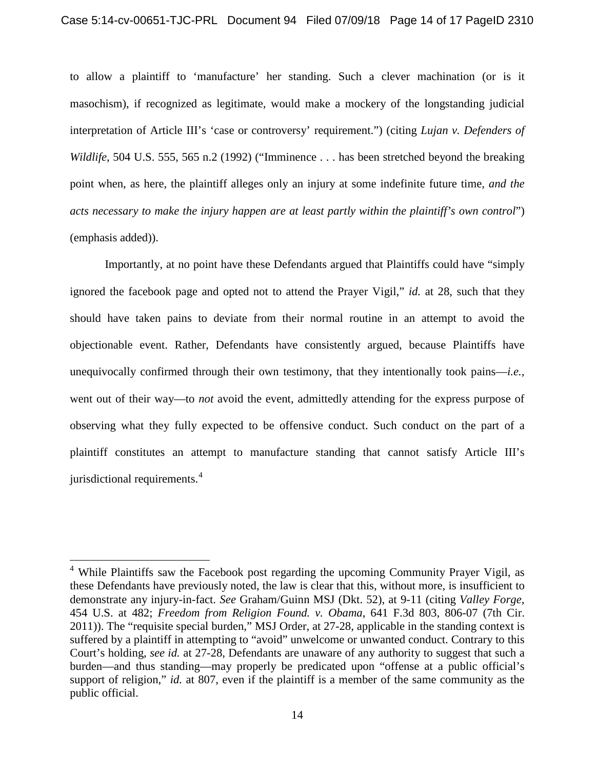to allow a plaintiff to 'manufacture' her standing. Such a clever machination (or is it masochism), if recognized as legitimate, would make a mockery of the longstanding judicial interpretation of Article III's 'case or controversy' requirement.") (citing *Lujan v. Defenders of Wildlife*, 504 U.S. 555, 565 n.2 (1992) ("Imminence . . . has been stretched beyond the breaking point when, as here, the plaintiff alleges only an injury at some indefinite future time, *and the acts necessary to make the injury happen are at least partly within the plaintiff's own control*") (emphasis added)).

Importantly, at no point have these Defendants argued that Plaintiffs could have "simply ignored the facebook page and opted not to attend the Prayer Vigil," *id.* at 28, such that they should have taken pains to deviate from their normal routine in an attempt to avoid the objectionable event. Rather, Defendants have consistently argued, because Plaintiffs have unequivocally confirmed through their own testimony, that they intentionally took pains—*i.e.*, went out of their way—to *not* avoid the event, admittedly attending for the express purpose of observing what they fully expected to be offensive conduct. Such conduct on the part of a plaintiff constitutes an attempt to manufacture standing that cannot satisfy Article III's jurisdictional requirements.[4]

---

[4] While Plaintiffs saw the Facebook post regarding the upcoming Community Prayer Vigil, as these Defendants have previously noted, the law is clear that this, without more, is insufficient to demonstrate any injury-in-fact. *See* Graham/Guinn MSJ (Dkt. 52), at 9-11 (citing *Valley Forge*, 454 U.S. at 482; *Freedom from Religion Found. v. Obama*, 641 F.3d 803, 806-07 (7th Cir. 2011)). The "requisite special burden," MSJ Order, at 27-28, applicable in the standing context is suffered by a plaintiff in attempting to "avoid" unwelcome or unwanted conduct. Contrary to this Court's holding, *see id.* at 27-28, Defendants are unaware of any authority to suggest that such a burden—and thus standing—may properly be predicated upon "offense at a public official's support of religion," *id.* at 807, even if the plaintiff is a member of the same community as the public official.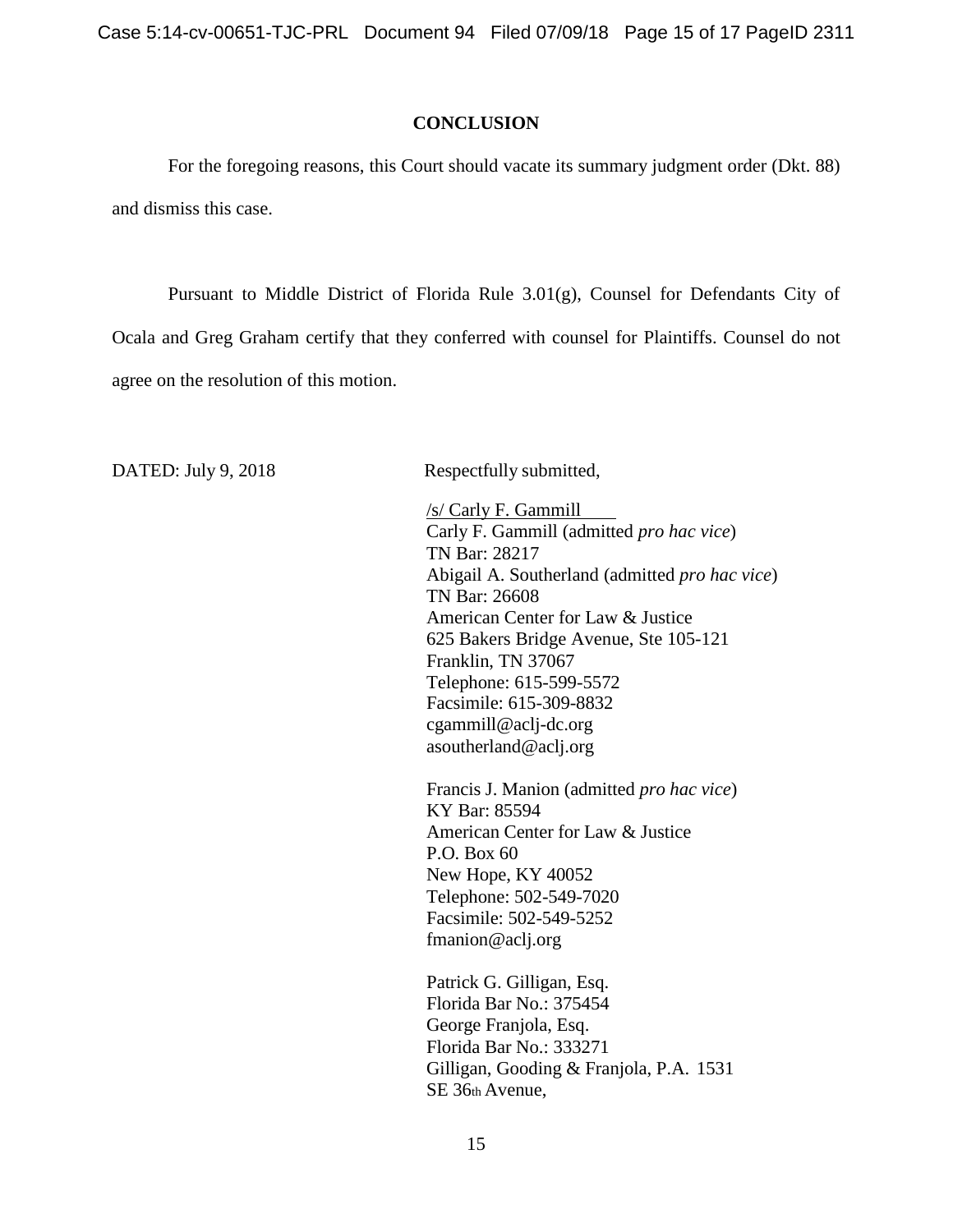## CONCLUSION

For the foregoing reasons, this Court should vacate its summary judgment order (Dkt. 88) and dismiss this case.

Pursuant to Middle District of Florida Rule 3.01(g), Counsel for Defendants City of Ocala and Greg Graham certify that they conferred with counsel for Plaintiffs. Counsel do not agree on the resolution of this motion.

DATED: July 9, 2018

Respectfully submitted,

/s/ Carly F. Gammill
Carly F. Gammill (admitted *pro hac vice*)
TN Bar: 28217
Abigail A. Southerland (admitted *pro hac vice*)
TN Bar: 26608
American Center for Law & Justice
625 Bakers Bridge Avenue, Ste 105-121
Franklin, TN 37067
Telephone: 615-599-5572
Facsimile: 615-309-8832
cgammill@aclj-dc.org
asoutherland@aclj.org

Francis J. Manion (admitted *pro hac vice*)
KY Bar: 85594
American Center for Law & Justice
P.O. Box 60
New Hope, KY 40052
Telephone: 502-549-7020
Facsimile: 502-549-5252
fmanion@aclj.org

Patrick G. Gilligan, Esq.
Florida Bar No.: 375454
George Franjola, Esq.
Florida Bar No.: 333271
Gilligan, Gooding & Franjola, P.A. 1531
SE 36th Avenue,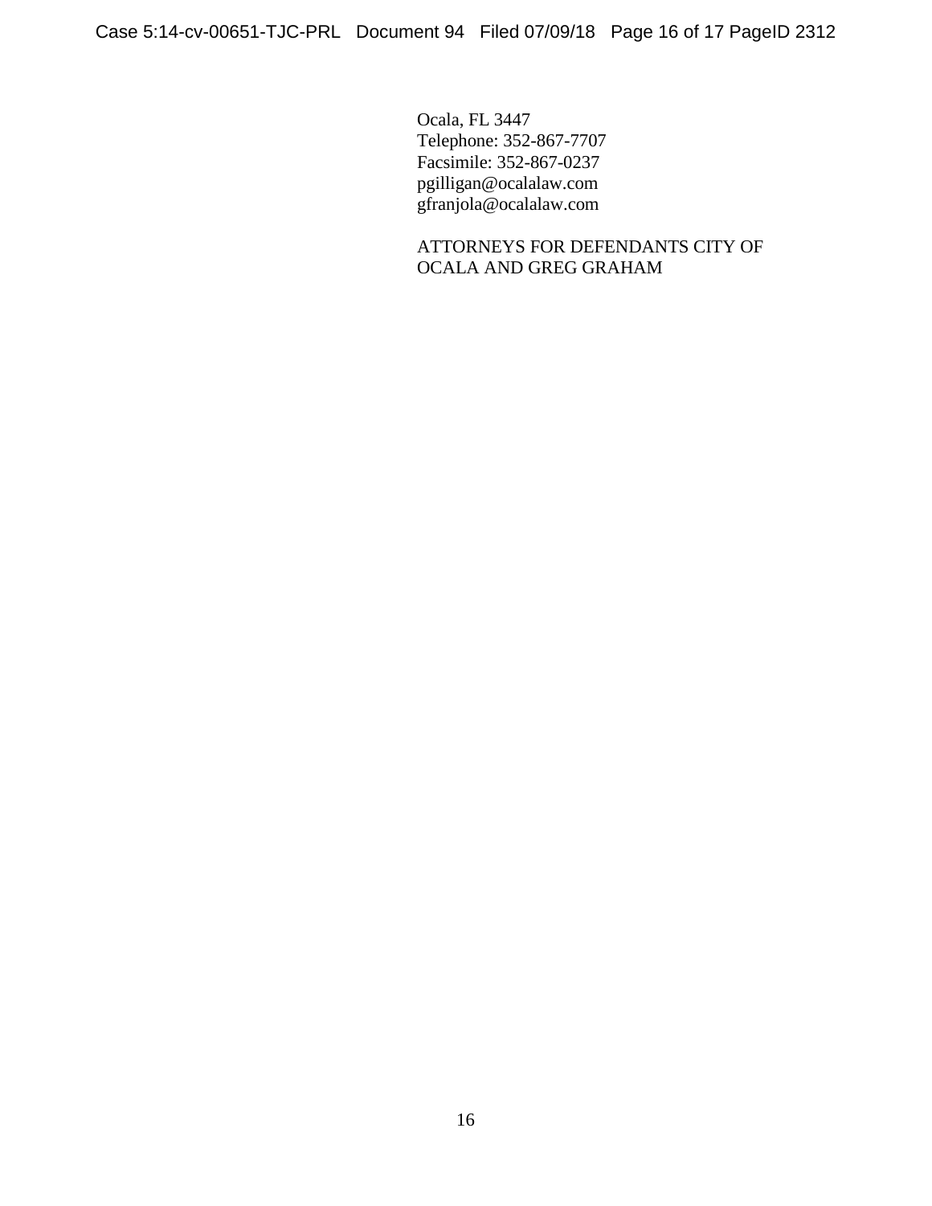Ocala, FL 3447
Telephone: 352-867-7707
Facsimile: 352-867-0237
pgilligan@ocalalaw.com
gfranjola@ocalalaw.com

ATTORNEYS FOR DEFENDANTS CITY OF OCALA AND GREG GRAHAM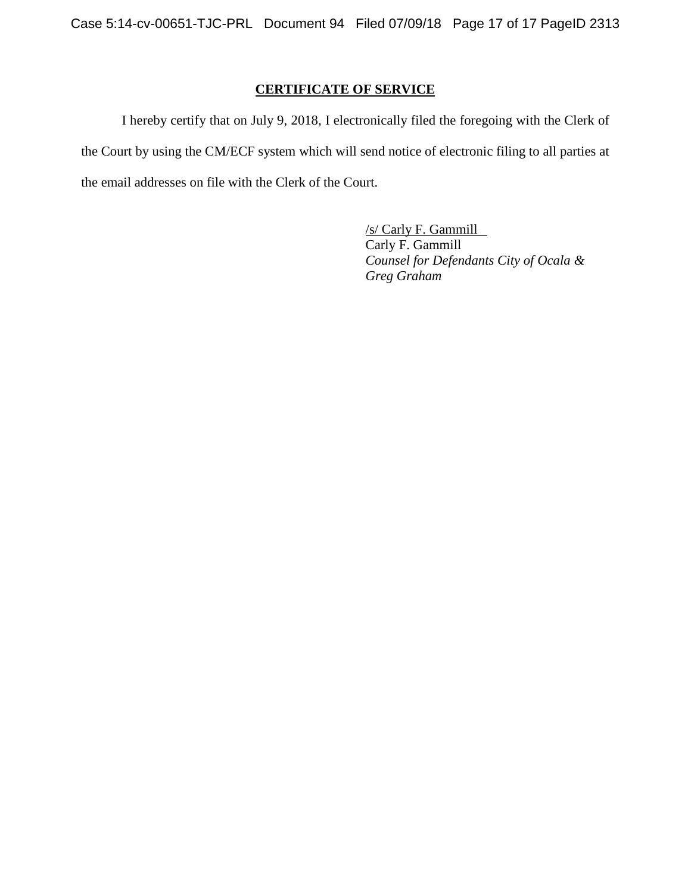## CERTIFICATE OF SERVICE

I hereby certify that on July 9, 2018, I electronically filed the foregoing with the Clerk of the Court by using the CM/ECF system which will send notice of electronic filing to all parties at the email addresses on file with the Clerk of the Court.

/s/ Carly F. Gammill
Carly F. Gammill
*Counsel for Defendants City of Ocala & Greg Graham*